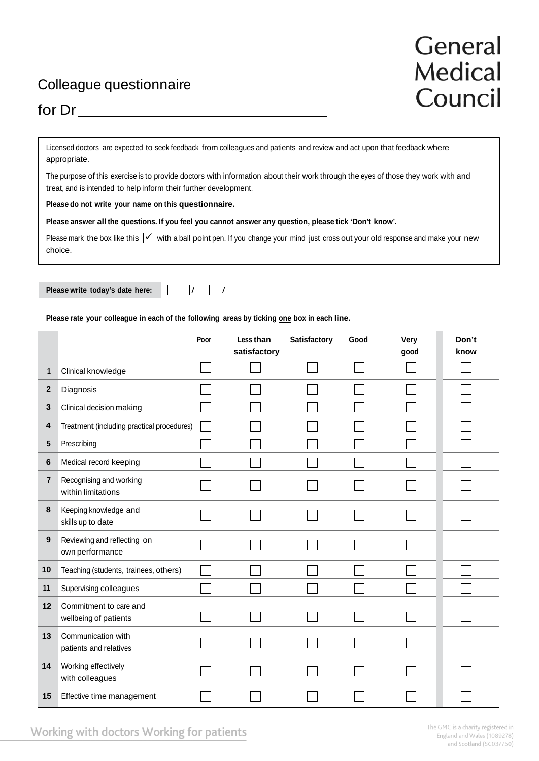General Medical Council

# Colleague questionnaire

for Dr ________________________________

Licensed doctors are expected to seek feedback from colleagues and patients and review and act upon that feedback where appropriate.

The purpose of this exercise is to provide doctors with information about their work through the eyes of those they work with and treat, and is intended to help inform their further development.

**Please do not write your name on this questionnaire.**

**Please answer all the questions. If you feel you cannot answer any question, please tick 'Don't know'.**

Please mark the box like this ☑ with a ball point pen. If you change your mind just cross out your old response and make your new choice.

**Please write today's date here:** ☐☐ / ☐☐ / ☐☐☐☐

**Please rate your colleague in each of the following areas by ticking one box in each line.**

| | | Poor | Less than satisfactory | Satisfactory | Good | Very good | Don't know |
|---|---|---|---|---|---|---|---|
| 1 | Clinical knowledge | ☐ | ☐ | ☐ | ☐ | ☐ | ☐ |
| 2 | Diagnosis | ☐ | ☐ | ☐ | ☐ | ☐ | ☐ |
| 3 | Clinical decision making | ☐ | ☐ | ☐ | ☐ | ☐ | ☐ |
| 4 | Treatment (including practical procedures) | ☐ | ☐ | ☐ | ☐ | ☐ | ☐ |
| 5 | Prescribing | ☐ | ☐ | ☐ | ☐ | ☐ | ☐ |
| 6 | Medical record keeping | ☐ | ☐ | ☐ | ☐ | ☐ | ☐ |
| 7 | Recognising and working within limitations | ☐ | ☐ | ☐ | ☐ | ☐ | ☐ |
| 8 | Keeping knowledge and skills up to date | ☐ | ☐ | ☐ | ☐ | ☐ | ☐ |
| 9 | Reviewing and reflecting on own performance | ☐ | ☐ | ☐ | ☐ | ☐ | ☐ |
| 10 | Teaching (students, trainees, others) | ☐ | ☐ | ☐ | ☐ | ☐ | ☐ |
| 11 | Supervising colleagues | ☐ | ☐ | ☐ | ☐ | ☐ | ☐ |
| 12 | Commitment to care and wellbeing of patients | ☐ | ☐ | ☐ | ☐ | ☐ | ☐ |
| 13 | Communication with patients and relatives | ☐ | ☐ | ☐ | ☐ | ☐ | ☐ |
| 14 | Working effectively with colleagues | ☐ | ☐ | ☐ | ☐ | ☐ | ☐ |
| 15 | Effective time management | ☐ | ☐ | ☐ | ☐ | ☐ | ☐ |

Working with doctors Working for patients

The GMC is a charity registered in England and Wales (1089278) and Scotland (SC037750)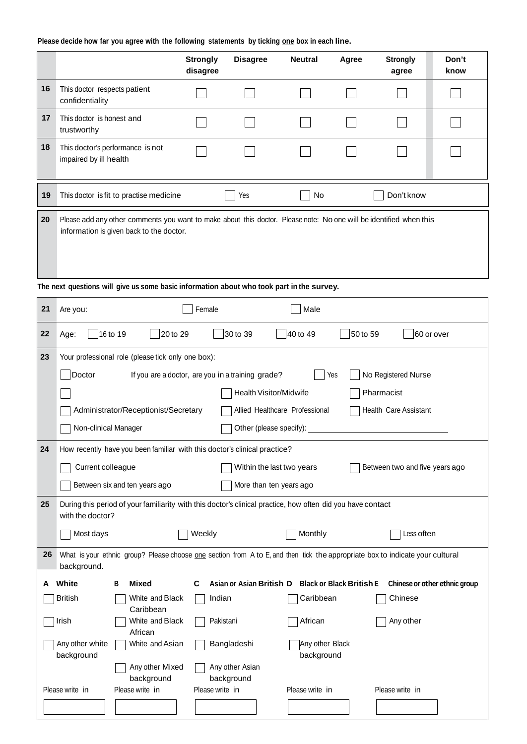**Please decide how far you agree with the following statements by ticking one box in each line.**

| | | Strongly disagree | Disagree | Neutral | Agree | Strongly agree | Don't know |
|---|---|---|---|---|---|---|---|
| 16 | This doctor respects patient confidentiality | ☐ | ☐ | ☐ | ☐ | ☐ | ☐ |
| 17 | This doctor is honest and trustworthy | ☐ | ☐ | ☐ | ☐ | ☐ | ☐ |
| 18 | This doctor's performance is not impaired by ill health | ☐ | ☐ | ☐ | ☐ | ☐ | ☐ |

**19** This doctor is fit to practise medicine ☐ Yes ☐ No ☐ Don't know

**20** Please add any other comments you want to make about this doctor. Please note: No one will be identified when this information is given back to the doctor.

**The next questions will give us some basic information about who took part in the survey.**

**21** Are you: ☐ Female ☐ Male

**22** Age: ☐ 16 to 19 ☐ 20 to 29 ☐ 30 to 39 ☐ 40 to 49 ☐ 50 to 59 ☐ 60 or over

**23** Your professional role (please tick only one box):

☐ Doctor If you are a doctor, are you in a training grade? ☐ Yes ☐ No Registered Nurse

☐ ☐ Health Visitor/Midwife ☐ Pharmacist

☐ Administrator/Receptionist/Secretary ☐ Allied Healthcare Professional ☐ Health Care Assistant

☐ Non-clinical Manager ☐ Other (please specify): ______________________

**24** How recently have you been familiar with this doctor's clinical practice?

☐ Current colleague ☐ Within the last two years ☐ Between two and five years ago

☐ Between six and ten years ago ☐ More than ten years ago

**25** During this period of your familiarity with this doctor's clinical practice, how often did you have contact with the doctor?

☐ Most days ☐ Weekly ☐ Monthly ☐ Less often

**26** What is your ethnic group? Please choose one section from A to E, and then tick the appropriate box to indicate your cultural background.

| A White | B Mixed | C Asian or Asian British | D Black or Black British | E Chinese or other ethnic group |
|---|---|---|---|---|
| ☐ British | ☐ White and Black Caribbean | ☐ Indian | ☐ Caribbean | ☐ Chinese |
| ☐ Irish | ☐ White and Black African | ☐ Pakistani | ☐ African | ☐ Any other |
| ☐ Any other white background | ☐ White and Asian | ☐ Bangladeshi | ☐ Any other Black background | |
| | ☐ Any other Mixed background | ☐ Any other Asian background | | |
| Please write in | Please write in | Please write in | Please write in | Please write in |
| | | | | |